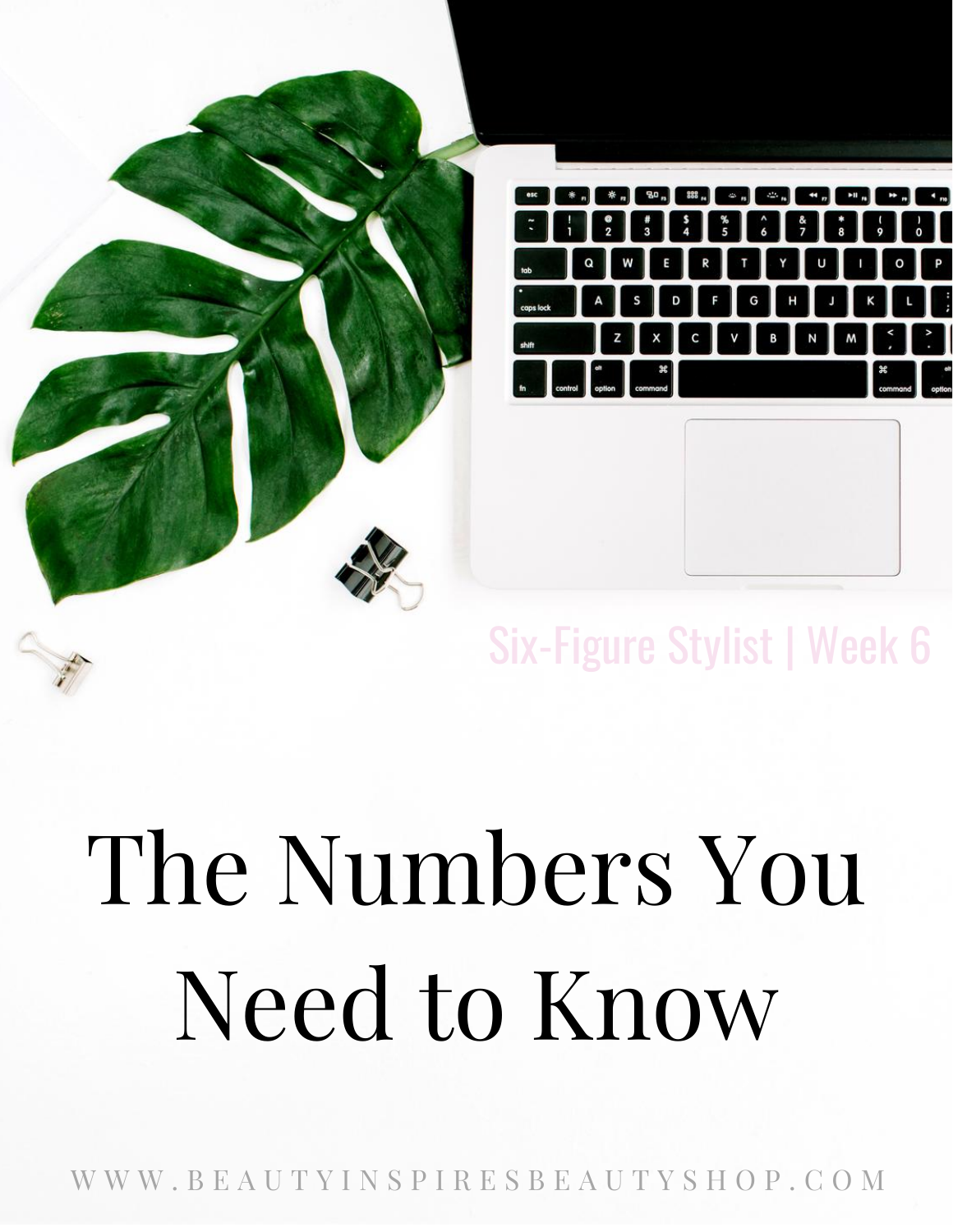Six-Figure Stylist | Week 6

# The Numbers You Need to Know

WWW.BEAUTYINSPIRESBEAUTYSHOP.COM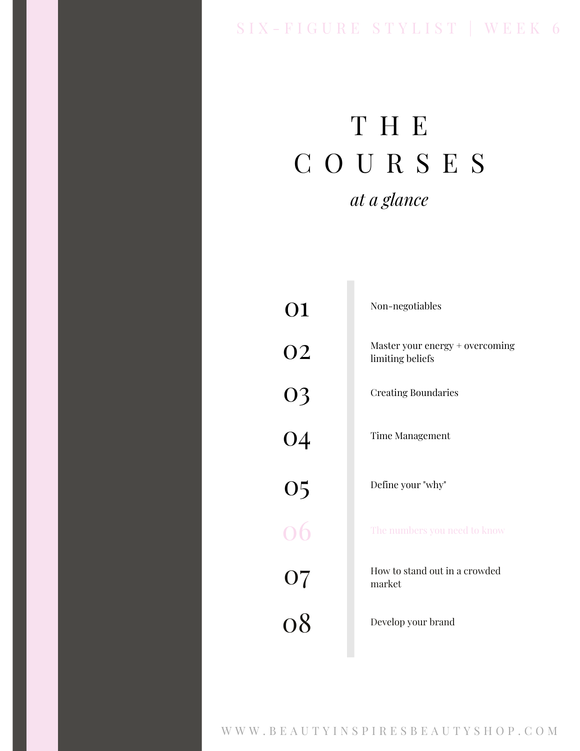# THE COURSES

*at a glance*

| | |
|---|---|
| 01 | Non-negotiables |
| 02 | Master your energy + overcoming limiting beliefs |
| 03 | Creating Boundaries |
| 04 | Time Management |
| 05 | Define your "why" |
| 06 | The numbers you need to know |
| 07 | How to stand out in a crowded market |
| 08 | Develop your brand |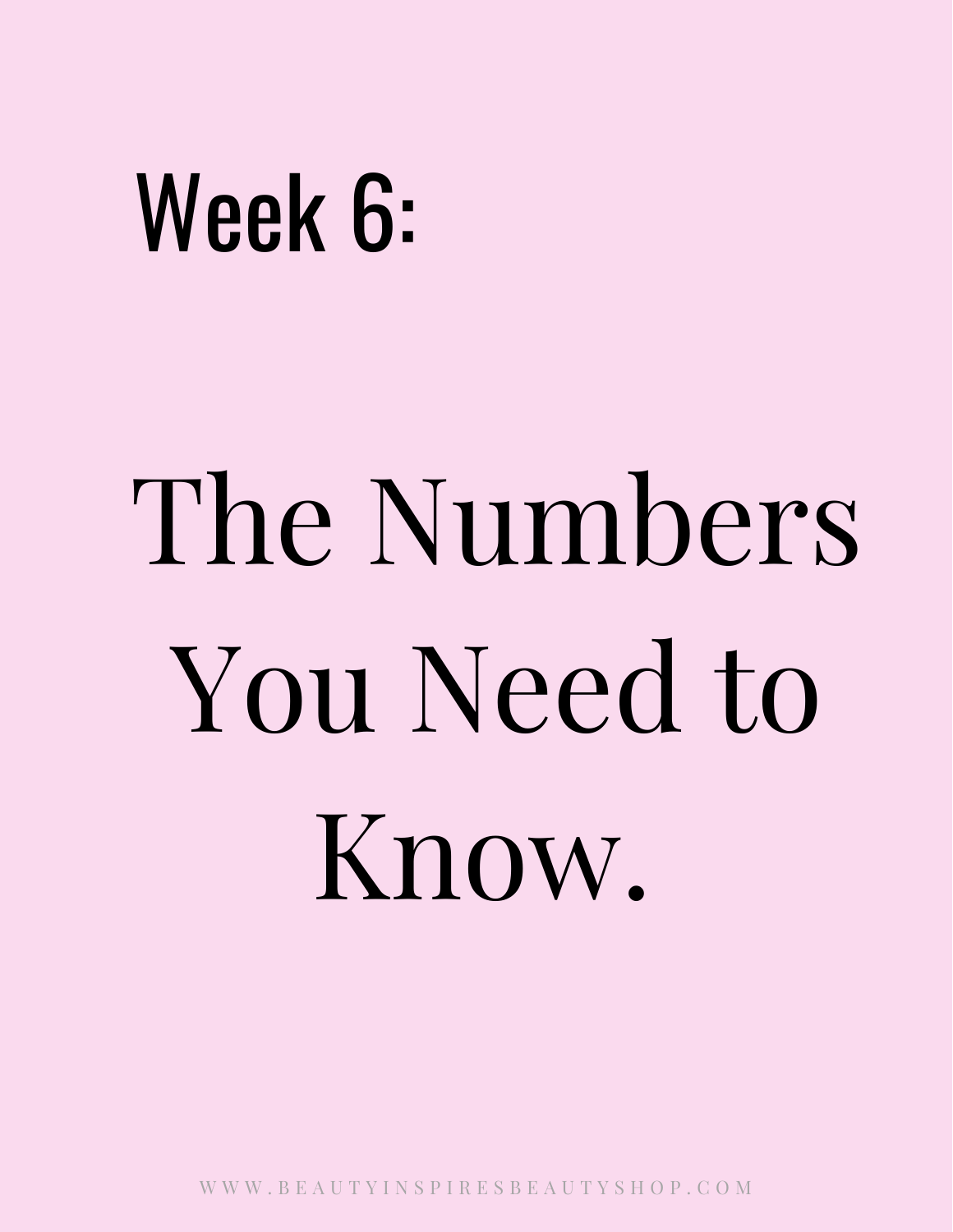## Week 6:

# The Numbers You Need to Know.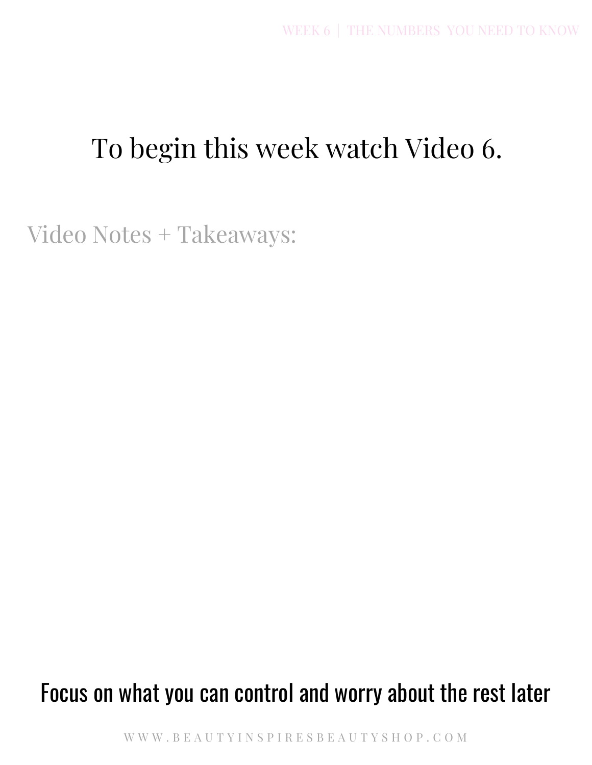# To begin this week watch Video 6.

Video Notes + Takeaways:

**Focus on what you can control and worry about the rest later**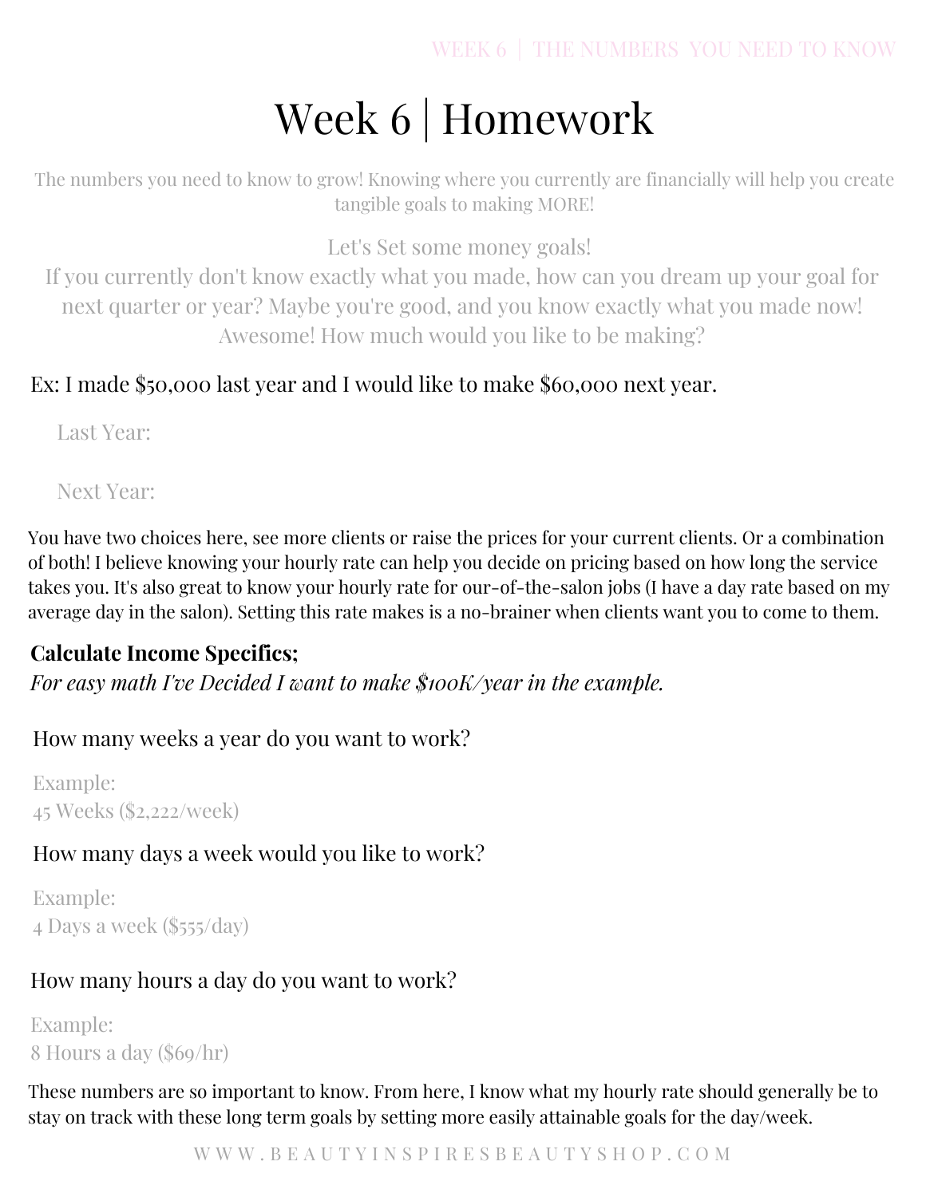# Week 6 | Homework

The numbers you need to know to grow! Knowing where you currently are financially will help you create tangible goals to making MORE!

Let's Set some money goals!
If you currently don't know exactly what you made, how can you dream up your goal for next quarter or year? Maybe you're good, and you know exactly what you made now! Awesome! How much would you like to be making?

Ex: I made $50,000 last year and I would like to make $60,000 next year.

Last Year:

Next Year:

You have two choices here, see more clients or raise the prices for your current clients. Or a combination of both! I believe knowing your hourly rate can help you decide on pricing based on how long the service takes you. It's also great to know your hourly rate for our-of-the-salon jobs (I have a day rate based on my average day in the salon). Setting this rate makes is a no-brainer when clients want you to come to them.

**Calculate Income Specifics;**
*For easy math I've Decided I want to make $100K/year in the example.*

How many weeks a year do you want to work?

Example:
45 Weeks ($2,222/week)

How many days a week would you like to work?

Example:
4 Days a week ($555/day)

How many hours a day do you want to work?

Example:
8 Hours a day ($69/hr)

These numbers are so important to know. From here, I know what my hourly rate should generally be to stay on track with these long term goals by setting more easily attainable goals for the day/week.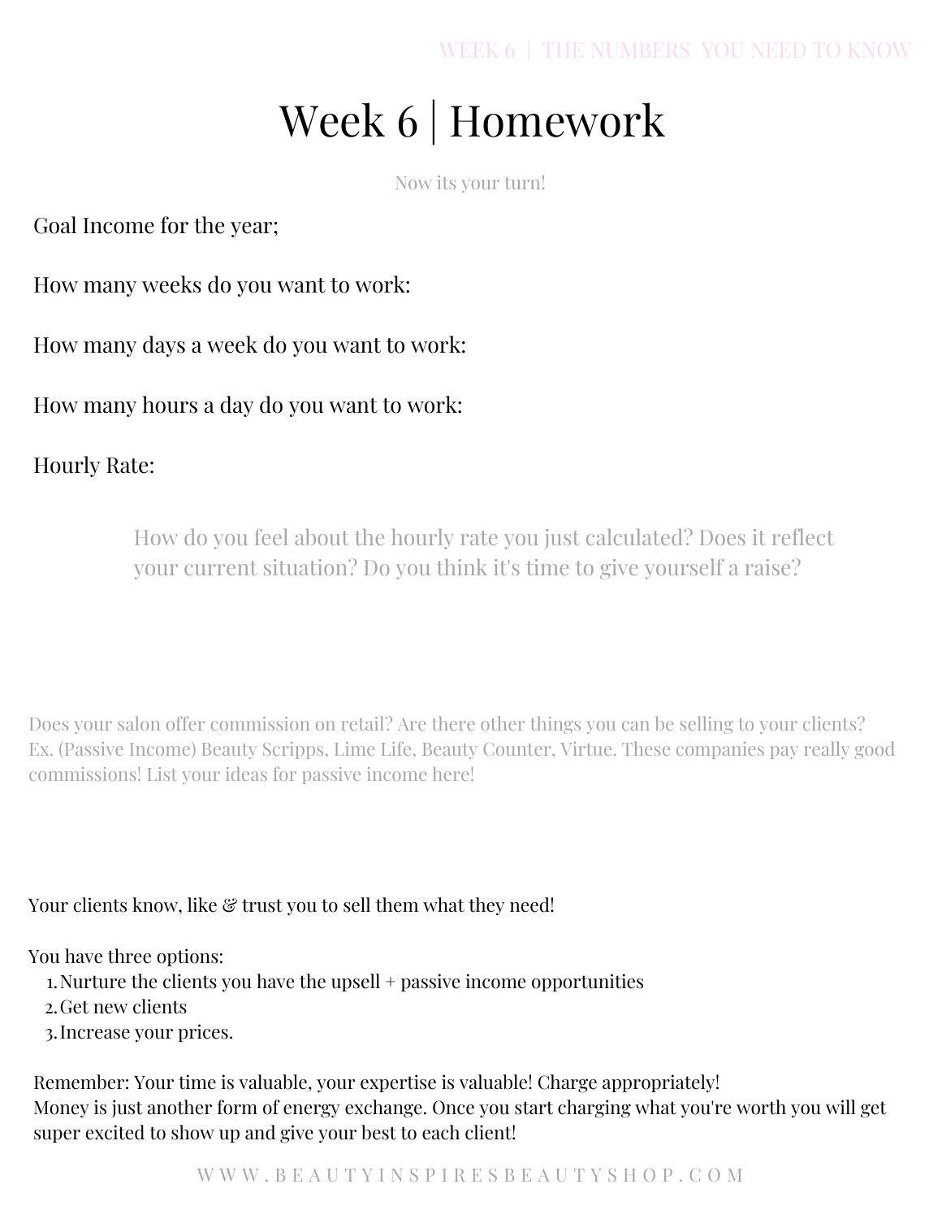# Week 6 | Homework

Now its your turn!

Goal Income for the year;

How many weeks do you want to work:

How many days a week do you want to work:

How many hours a day do you want to work:

Hourly Rate:

How do you feel about the hourly rate you just calculated? Does it reflect your current situation? Do you think it's time to give yourself a raise?

Does your salon offer commission on retail? Are there other things you can be selling to your clients? Ex. (Passive Income) Beauty Scripps, Lime Life, Beauty Counter, Virtue. These companies pay really good commissions! List your ideas for passive income here!

Your clients know, like & trust you to sell them what they need!

You have three options:

1. Nurture the clients you have the upsell + passive income opportunities
2. Get new clients
3. Increase your prices.

Remember: Your time is valuable, your expertise is valuable! Charge appropriately!
Money is just another form of energy exchange. Once you start charging what you're worth you will get super excited to show up and give your best to each client!

WWW.BEAUTYINSPIRESBEAUTYSHOP.COM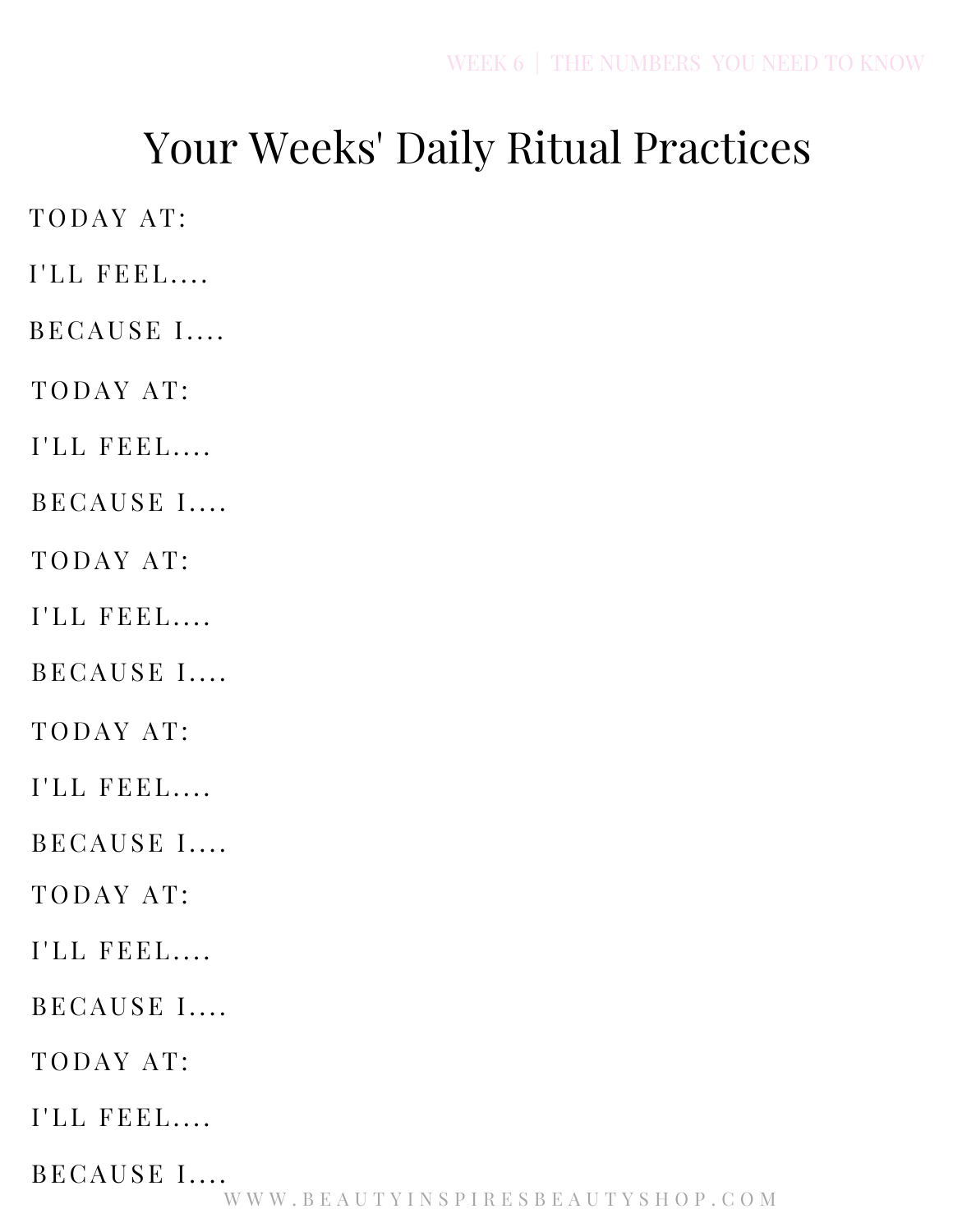# Your Weeks' Daily Ritual Practices

TODAY AT:

I'LL FEEL....

BECAUSE I....

TODAY AT:

I'LL FEEL....

BECAUSE I....

TODAY AT:

I'LL FEEL....

BECAUSE I....

TODAY AT:

I'LL FEEL....

BECAUSE I....

TODAY AT:

I'LL FEEL....

BECAUSE I....

TODAY AT:

I'LL FEEL....

BECAUSE I....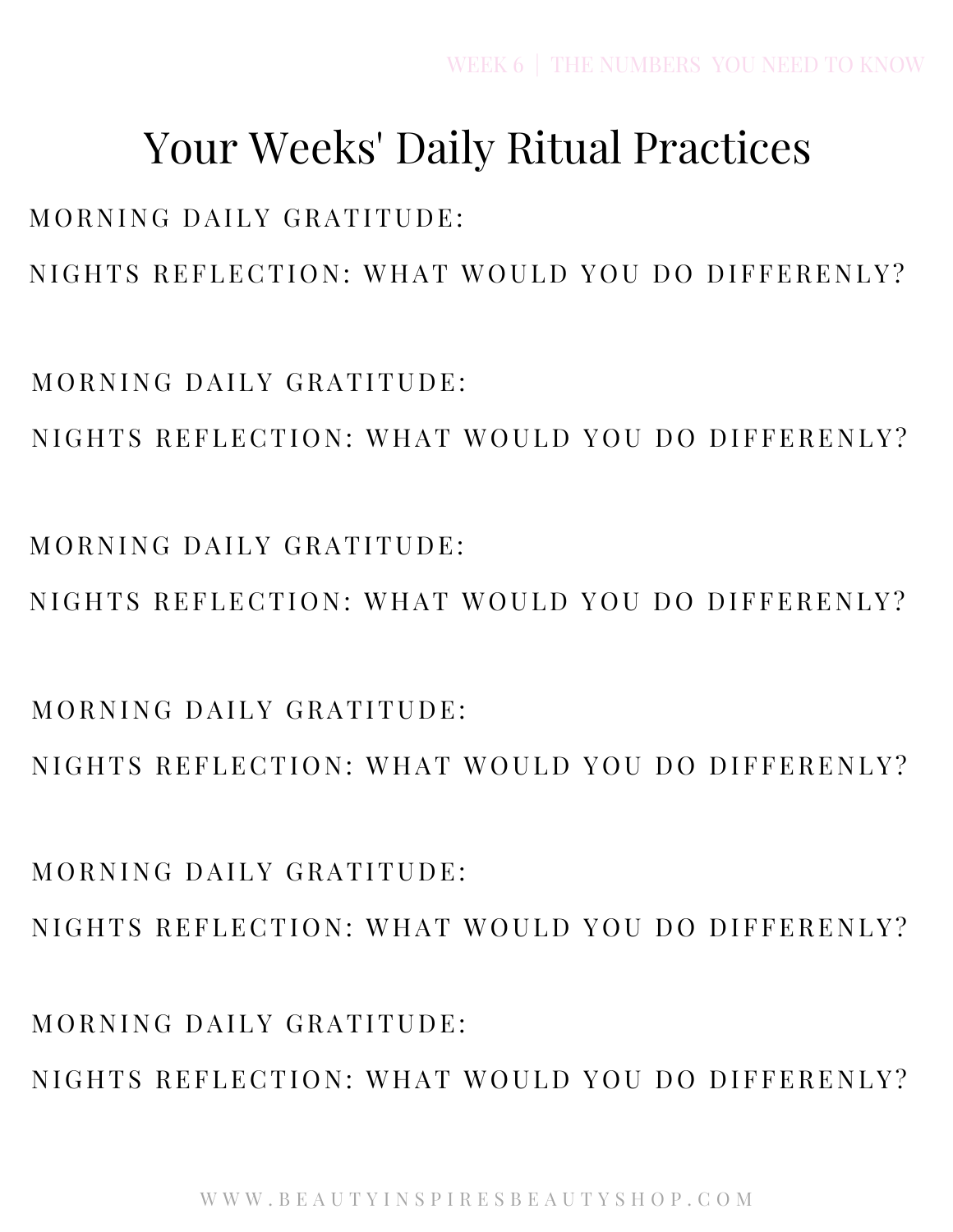# Your Weeks' Daily Ritual Practices

MORNING DAILY GRATITUDE:

NIGHTS REFLECTION: WHAT WOULD YOU DO DIFFERENLY?

MORNING DAILY GRATITUDE:

NIGHTS REFLECTION: WHAT WOULD YOU DO DIFFERENLY?

MORNING DAILY GRATITUDE:

NIGHTS REFLECTION: WHAT WOULD YOU DO DIFFERENLY?

MORNING DAILY GRATITUDE:

NIGHTS REFLECTION: WHAT WOULD YOU DO DIFFERENLY?

MORNING DAILY GRATITUDE:

NIGHTS REFLECTION: WHAT WOULD YOU DO DIFFERENLY?

MORNING DAILY GRATITUDE:

NIGHTS REFLECTION: WHAT WOULD YOU DO DIFFERENLY?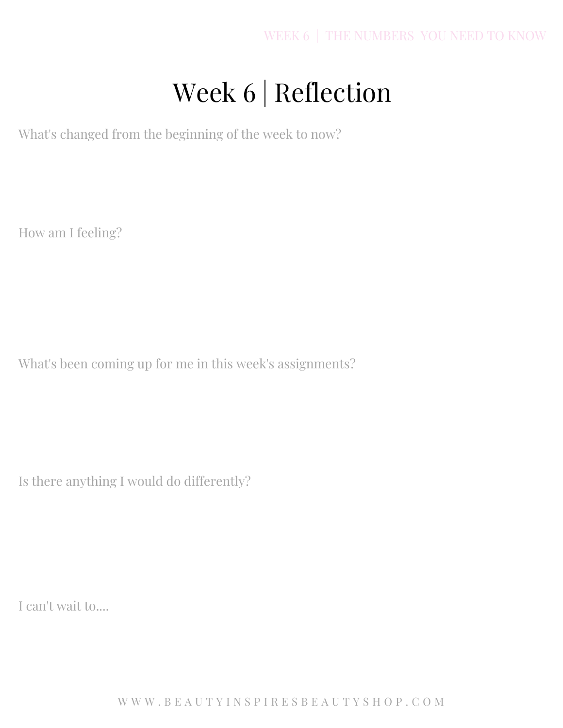# Week 6 | Reflection

What's changed from the beginning of the week to now?

How am I feeling?

What's been coming up for me in this week's assignments?

Is there anything I would do differently?

I can't wait to....